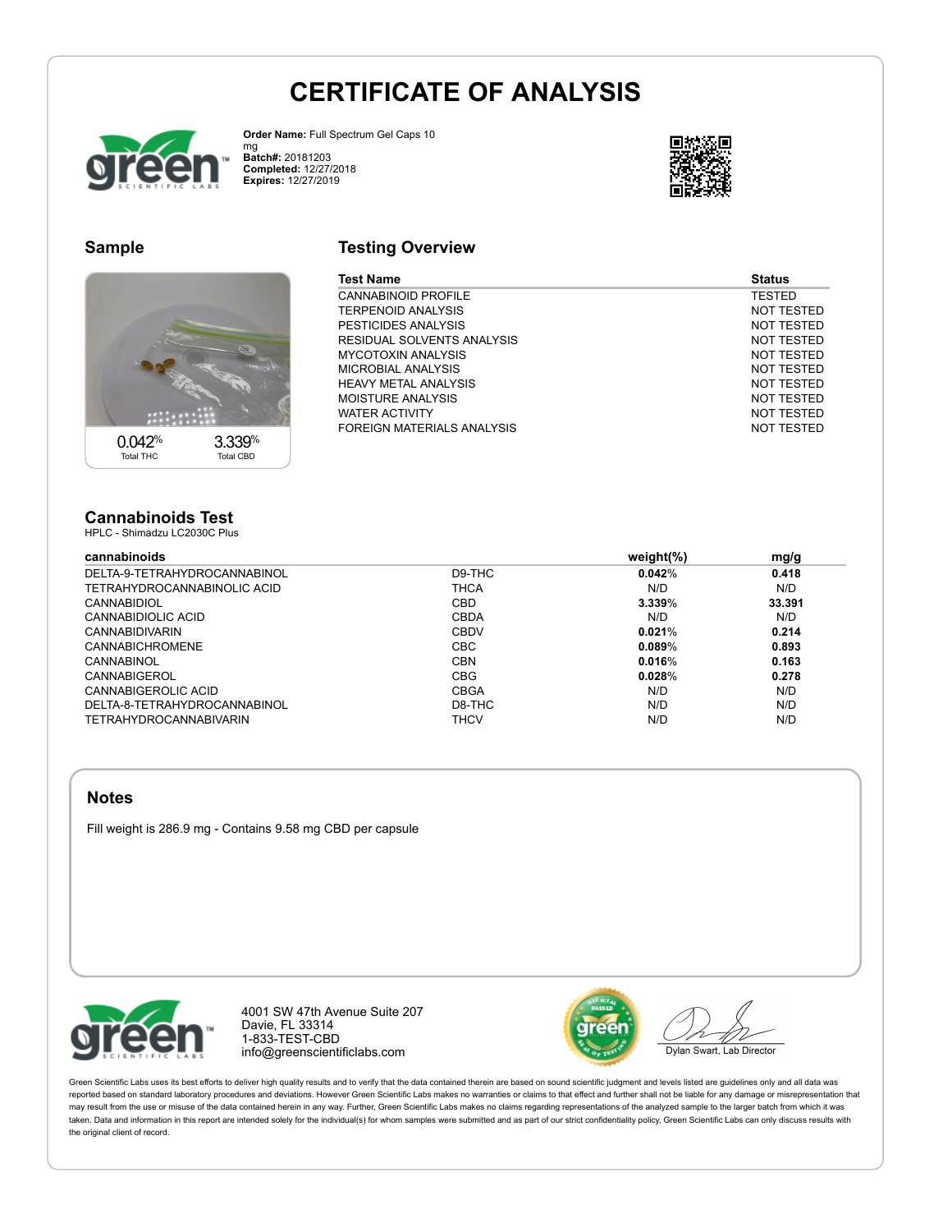# CERTIFICATE OF ANALYSIS

**Order Name:** Full Spectrum Gel Caps 10 mg
**Batch#:** 20181203
**Completed:** 12/27/2018
**Expires:** 12/27/2019

## Sample

| 0.042% | 3.339% |
|---|---|
| Total THC | Total CBD |

## Testing Overview

| Test Name | Status |
|---|---|
| CANNABINOID PROFILE | TESTED |
| TERPENOID ANALYSIS | NOT TESTED |
| PESTICIDES ANALYSIS | NOT TESTED |
| RESIDUAL SOLVENTS ANALYSIS | NOT TESTED |
| MYCOTOXIN ANALYSIS | NOT TESTED |
| MICROBIAL ANALYSIS | NOT TESTED |
| HEAVY METAL ANALYSIS | NOT TESTED |
| MOISTURE ANALYSIS | NOT TESTED |
| WATER ACTIVITY | NOT TESTED |
| FOREIGN MATERIALS ANALYSIS | NOT TESTED |

## Cannabinoids Test

HPLC - Shimadzu LC2030C Plus

| cannabinoids | | weight(%) | mg/g |
|---|---|---|---|
| DELTA-9-TETRAHYDROCANNABINOL | D9-THC | **0.042**% | **0.418** |
| TETRAHYDROCANNABINOLIC ACID | THCA | N/D | N/D |
| CANNABIDIOL | CBD | **3.339**% | **33.391** |
| CANNABIDIOLIC ACID | CBDA | N/D | N/D |
| CANNABIDIVARIN | CBDV | **0.021**% | **0.214** |
| CANNABICHROMENE | CBC | **0.089**% | **0.893** |
| CANNABINOL | CBN | **0.016**% | **0.163** |
| CANNABIGEROL | CBG | **0.028**% | **0.278** |
| CANNABIGEROLIC ACID | CBGA | N/D | N/D |
| DELTA-8-TETRAHYDROCANNABINOL | D8-THC | N/D | N/D |
| TETRAHYDROCANNABIVARIN | THCV | N/D | N/D |

## Notes

Fill weight is 286.9 mg - Contains 9.58 mg CBD per capsule

4001 SW 47th Avenue Suite 207
Davie, FL 33314
1-833-TEST-CBD
info@greenscientificlabs.com

Dylan Swart, Lab Director

Green Scientific Labs uses its best efforts to deliver high quality results and to verify that the data contained therein are based on sound scientific judgment and levels listed are guidelines only and all data was reported based on standard laboratory procedures and deviations. However Green Scientific Labs makes no warranties or claims to that effect and further shall not be liable for any damage or misrepresentation that may result from the use or misuse of the data contained herein in any way. Further, Green Scientific Labs makes no claims regarding representations of the analyzed sample to the larger batch from which it was taken. Data and information in this report are intended solely for the individual(s) for whom samples were submitted and as part of our strict confidentiality policy, Green Scientific Labs can only discuss results with the original client of record.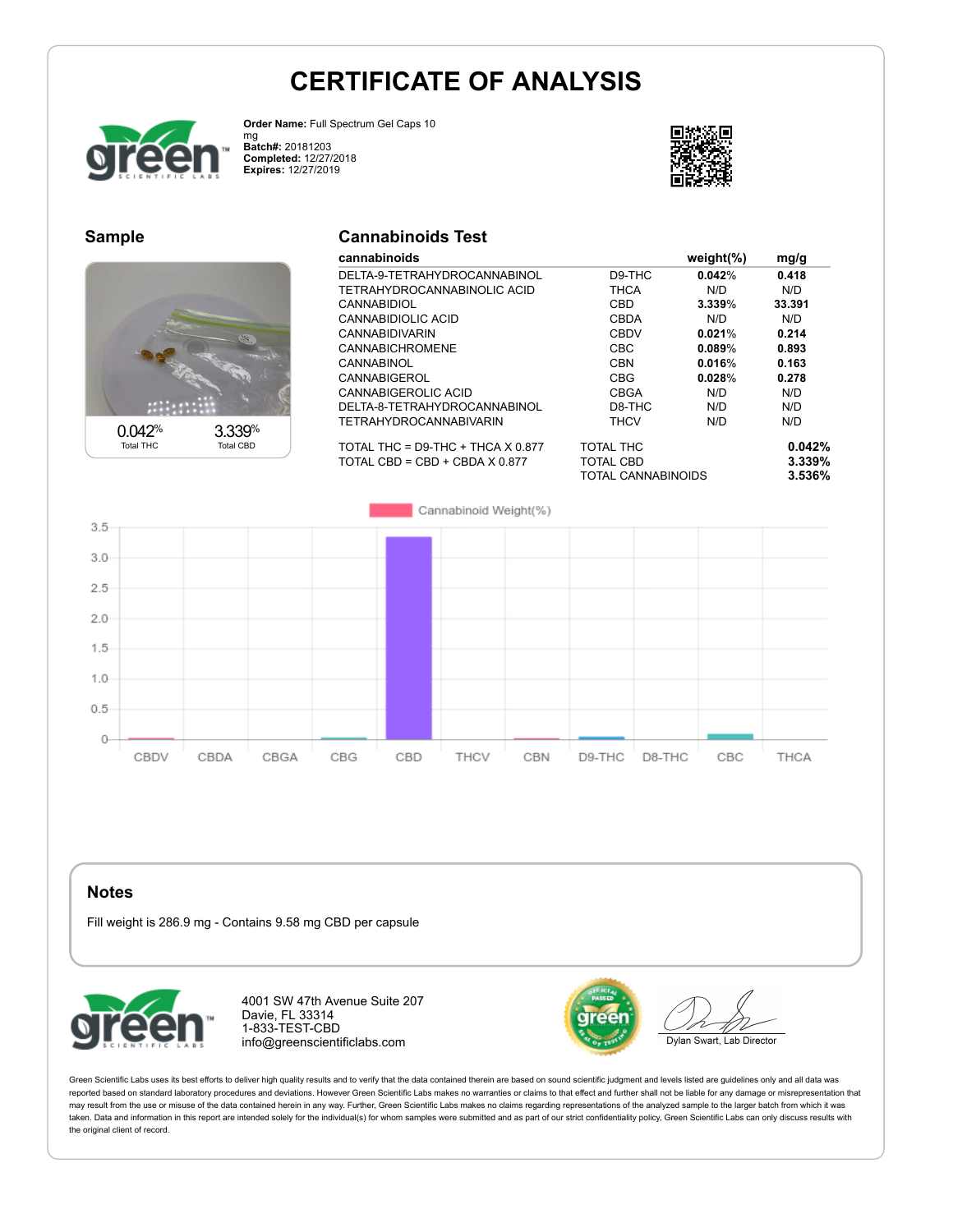# CERTIFICATE OF ANALYSIS

**Order Name:** Full Spectrum Gel Caps 10 mg
**Batch#:** 20181203
**Completed:** 12/27/2018
**Expires:** 12/27/2019

## Sample

0.042% Total THC

3.339% Total CBD

## Cannabinoids Test

| cannabinoids | | weight(%) | mg/g |
|---|---|---|---|
| DELTA-9-TETRAHYDROCANNABINOL | D9-THC | **0.042**% | **0.418** |
| TETRAHYDROCANNABINOLIC ACID | THCA | N/D | N/D |
| CANNABIDIOL | CBD | **3.339**% | **33.391** |
| CANNABIDIOLIC ACID | CBDA | N/D | N/D |
| CANNABIDIVARIN | CBDV | **0.021**% | **0.214** |
| CANNABICHROMENE | CBC | **0.089**% | **0.893** |
| CANNABINOL | CBN | **0.016**% | **0.163** |
| CANNABIGEROL | CBG | **0.028**% | **0.278** |
| CANNABIGEROLIC ACID | CBGA | N/D | N/D |
| DELTA-8-TETRAHYDROCANNABINOL | D8-THC | N/D | N/D |
| TETRAHYDROCANNABIVARIN | THCV | N/D | N/D |

TOTAL THC = D9-THC + THCA X 0.877

TOTAL CBD = CBD + CBDA X 0.877

| | |
|---|---|
| TOTAL THC | **0.042%** |
| TOTAL CBD | **3.339%** |
| TOTAL CANNABINOIDS | **3.536%** |

Cannabinoid Weight(%)

3.5
3.0
2.5
2.0
1.5
1.0
0.5
0

CBDV CBDA CBGA CBG CBD THCV CBN D9-THC D8-THC CBC THCA

## Notes

Fill weight is 286.9 mg - Contains 9.58 mg CBD per capsule

4001 SW 47th Avenue Suite 207
Davie, FL 33314
1-833-TEST-CBD
info@greenscientificlabs.com

Dylan Swart, Lab Director

Green Scientific Labs uses its best efforts to deliver high quality results and to verify that the data contained therein are based on sound scientific judgment and levels listed are guidelines only and all data was reported based on standard laboratory procedures and deviations. However Green Scientific Labs makes no warranties or claims to that effect and further shall not be liable for any damage or misrepresentation that may result from the use or misuse of the data contained herein in any way. Further, Green Scientific Labs makes no claims regarding representations of the analyzed sample to the larger batch from which it was taken. Data and information in this report are intended solely for the individual(s) for whom samples were submitted and as part of our strict confidentiality policy, Green Scientific Labs can only discuss results with the original client of record.